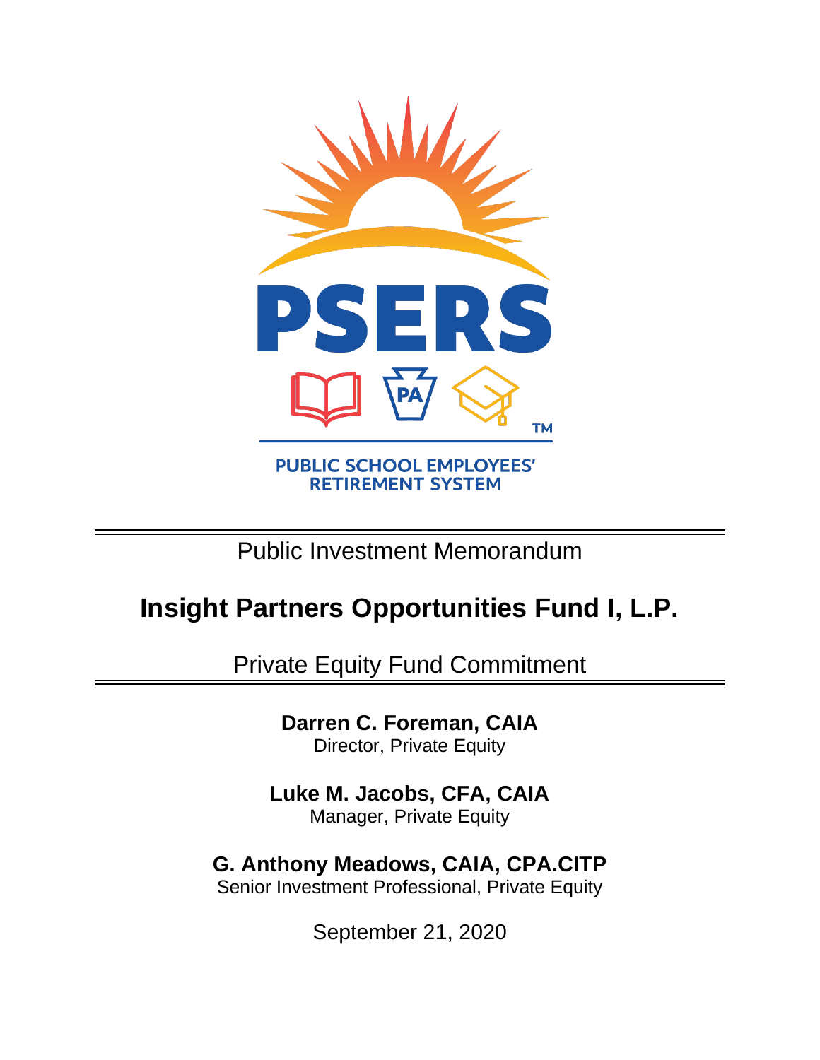PSERS

PUBLIC SCHOOL EMPLOYEES' RETIREMENT SYSTEM

Public Investment Memorandum

# Insight Partners Opportunities Fund I, L.P.

Private Equity Fund Commitment

**Darren C. Foreman, CAIA**
Director, Private Equity

**Luke M. Jacobs, CFA, CAIA**
Manager, Private Equity

**G. Anthony Meadows, CAIA, CPA.CITP**
Senior Investment Professional, Private Equity

September 21, 2020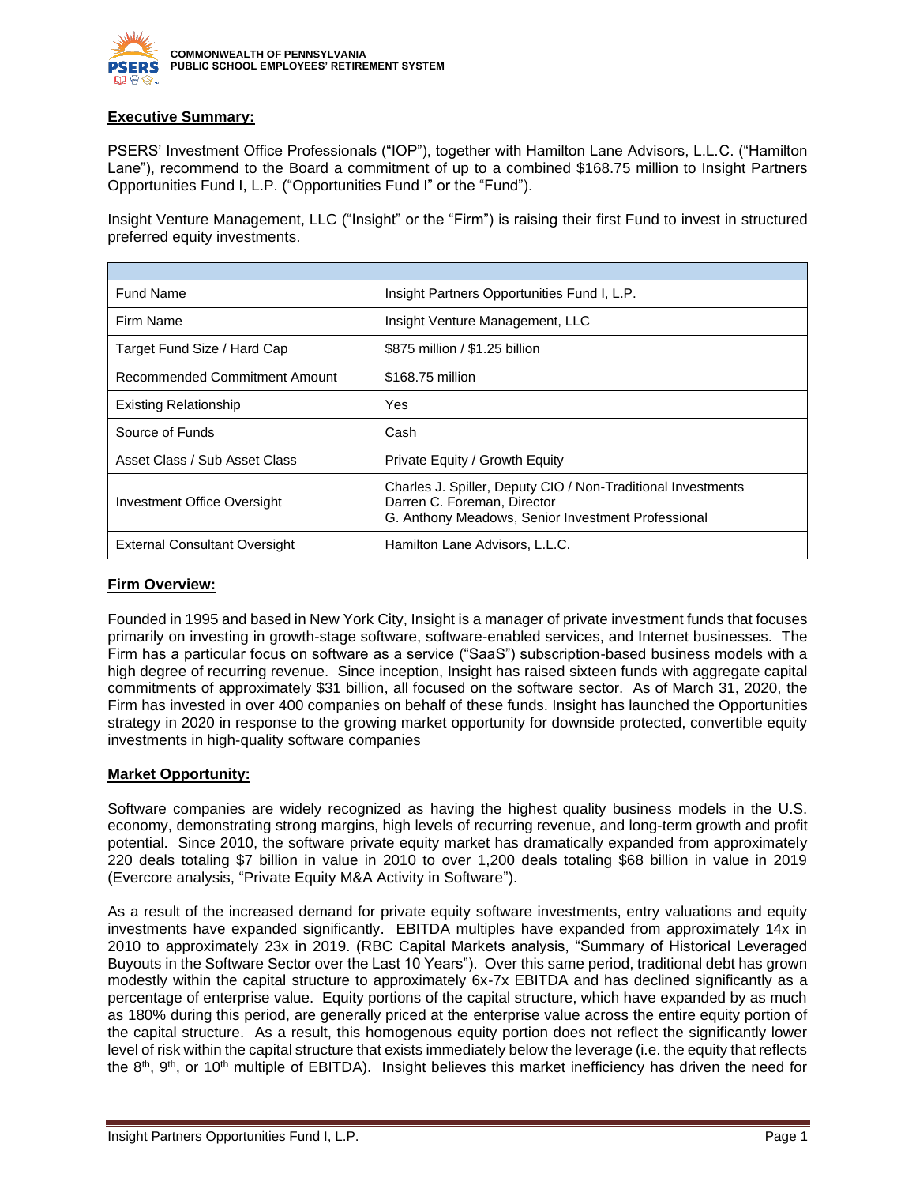## Executive Summary:

PSERS' Investment Office Professionals ("IOP"), together with Hamilton Lane Advisors, L.L.C. ("Hamilton Lane"), recommend to the Board a commitment of up to a combined \$168.75 million to Insight Partners Opportunities Fund I, L.P. ("Opportunities Fund I" or the "Fund").

Insight Venture Management, LLC ("Insight" or the "Firm") is raising their first Fund to invest in structured preferred equity investments.

| | |
|---|---|
| Fund Name | Insight Partners Opportunities Fund I, L.P. |
| Firm Name | Insight Venture Management, LLC |
| Target Fund Size / Hard Cap | \$875 million / \$1.25 billion |
| Recommended Commitment Amount | \$168.75 million |
| Existing Relationship | Yes |
| Source of Funds | Cash |
| Asset Class / Sub Asset Class | Private Equity / Growth Equity |
| Investment Office Oversight | Charles J. Spiller, Deputy CIO / Non-Traditional Investments<br>Darren C. Foreman, Director<br>G. Anthony Meadows, Senior Investment Professional |
| External Consultant Oversight | Hamilton Lane Advisors, L.L.C. |

## Firm Overview:

Founded in 1995 and based in New York City, Insight is a manager of private investment funds that focuses primarily on investing in growth-stage software, software-enabled services, and Internet businesses. The Firm has a particular focus on software as a service ("SaaS") subscription-based business models with a high degree of recurring revenue. Since inception, Insight has raised sixteen funds with aggregate capital commitments of approximately \$31 billion, all focused on the software sector. As of March 31, 2020, the Firm has invested in over 400 companies on behalf of these funds. Insight has launched the Opportunities strategy in 2020 in response to the growing market opportunity for downside protected, convertible equity investments in high-quality software companies

## Market Opportunity:

Software companies are widely recognized as having the highest quality business models in the U.S. economy, demonstrating strong margins, high levels of recurring revenue, and long-term growth and profit potential. Since 2010, the software private equity market has dramatically expanded from approximately 220 deals totaling \$7 billion in value in 2010 to over 1,200 deals totaling \$68 billion in value in 2019 (Evercore analysis, "Private Equity M&A Activity in Software").

As a result of the increased demand for private equity software investments, entry valuations and equity investments have expanded significantly. EBITDA multiples have expanded from approximately 14x in 2010 to approximately 23x in 2019. (RBC Capital Markets analysis, "Summary of Historical Leveraged Buyouts in the Software Sector over the Last 10 Years"). Over this same period, traditional debt has grown modestly within the capital structure to approximately 6x-7x EBITDA and has declined significantly as a percentage of enterprise value. Equity portions of the capital structure, which have expanded by as much as 180% during this period, are generally priced at the enterprise value across the entire equity portion of the capital structure. As a result, this homogenous equity portion does not reflect the significantly lower level of risk within the capital structure that exists immediately below the leverage (i.e. the equity that reflects the 8th, 9th, or 10th multiple of EBITDA). Insight believes this market inefficiency has driven the need for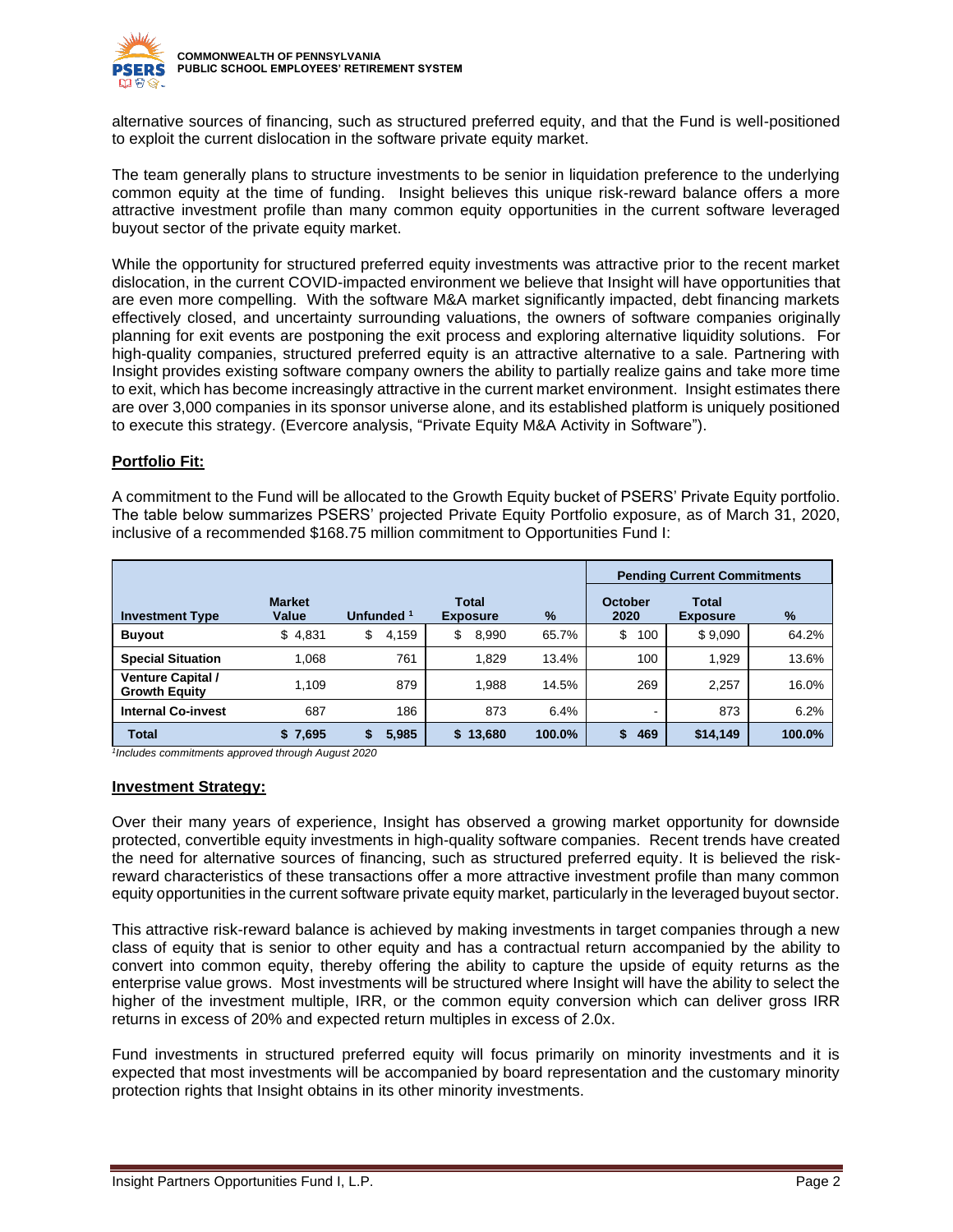alternative sources of financing, such as structured preferred equity, and that the Fund is well-positioned to exploit the current dislocation in the software private equity market.

The team generally plans to structure investments to be senior in liquidation preference to the underlying common equity at the time of funding. Insight believes this unique risk-reward balance offers a more attractive investment profile than many common equity opportunities in the current software leveraged buyout sector of the private equity market.

While the opportunity for structured preferred equity investments was attractive prior to the recent market dislocation, in the current COVID-impacted environment we believe that Insight will have opportunities that are even more compelling. With the software M&A market significantly impacted, debt financing markets effectively closed, and uncertainty surrounding valuations, the owners of software companies originally planning for exit events are postponing the exit process and exploring alternative liquidity solutions. For high-quality companies, structured preferred equity is an attractive alternative to a sale. Partnering with Insight provides existing software company owners the ability to partially realize gains and take more time to exit, which has become increasingly attractive in the current market environment. Insight estimates there are over 3,000 companies in its sponsor universe alone, and its established platform is uniquely positioned to execute this strategy. (Evercore analysis, "Private Equity M&A Activity in Software").

## Portfolio Fit:

A commitment to the Fund will be allocated to the Growth Equity bucket of PSERS' Private Equity portfolio. The table below summarizes PSERS' projected Private Equity Portfolio exposure, as of March 31, 2020, inclusive of a recommended $168.75 million commitment to Opportunities Fund I:

| | | | | | Pending Current Commitments | | |
|---|---|---|---|---|---|---|---|
| **Investment Type** | **Market Value** | **Unfunded [1]** | **Total Exposure** | **%** | **October 2020** | **Total Exposure** | **%** |
| **Buyout** | $ 4,831 | $ 4,159 | $ 8,990 | 65.7% | $ 100 | $ 9,090 | 64.2% |
| **Special Situation** | 1,068 | 761 | 1,829 | 13.4% | 100 | 1,929 | 13.6% |
| **Venture Capital / Growth Equity** | 1,109 | 879 | 1,988 | 14.5% | 269 | 2,257 | 16.0% |
| **Internal Co-invest** | 687 | 186 | 873 | 6.4% | - | 873 | 6.2% |
| **Total** | **$ 7,695** | **$ 5,985** | **$ 13,680** | **100.0%** | **$ 469** | **$14,149** | **100.0%** |

*[1]Includes commitments approved through August 2020*

## Investment Strategy:

Over their many years of experience, Insight has observed a growing market opportunity for downside protected, convertible equity investments in high-quality software companies. Recent trends have created the need for alternative sources of financing, such as structured preferred equity. It is believed the risk-reward characteristics of these transactions offer a more attractive investment profile than many common equity opportunities in the current software private equity market, particularly in the leveraged buyout sector.

This attractive risk-reward balance is achieved by making investments in target companies through a new class of equity that is senior to other equity and has a contractual return accompanied by the ability to convert into common equity, thereby offering the ability to capture the upside of equity returns as the enterprise value grows. Most investments will be structured where Insight will have the ability to select the higher of the investment multiple, IRR, or the common equity conversion which can deliver gross IRR returns in excess of 20% and expected return multiples in excess of 2.0x.

Fund investments in structured preferred equity will focus primarily on minority investments and it is expected that most investments will be accompanied by board representation and the customary minority protection rights that Insight obtains in its other minority investments.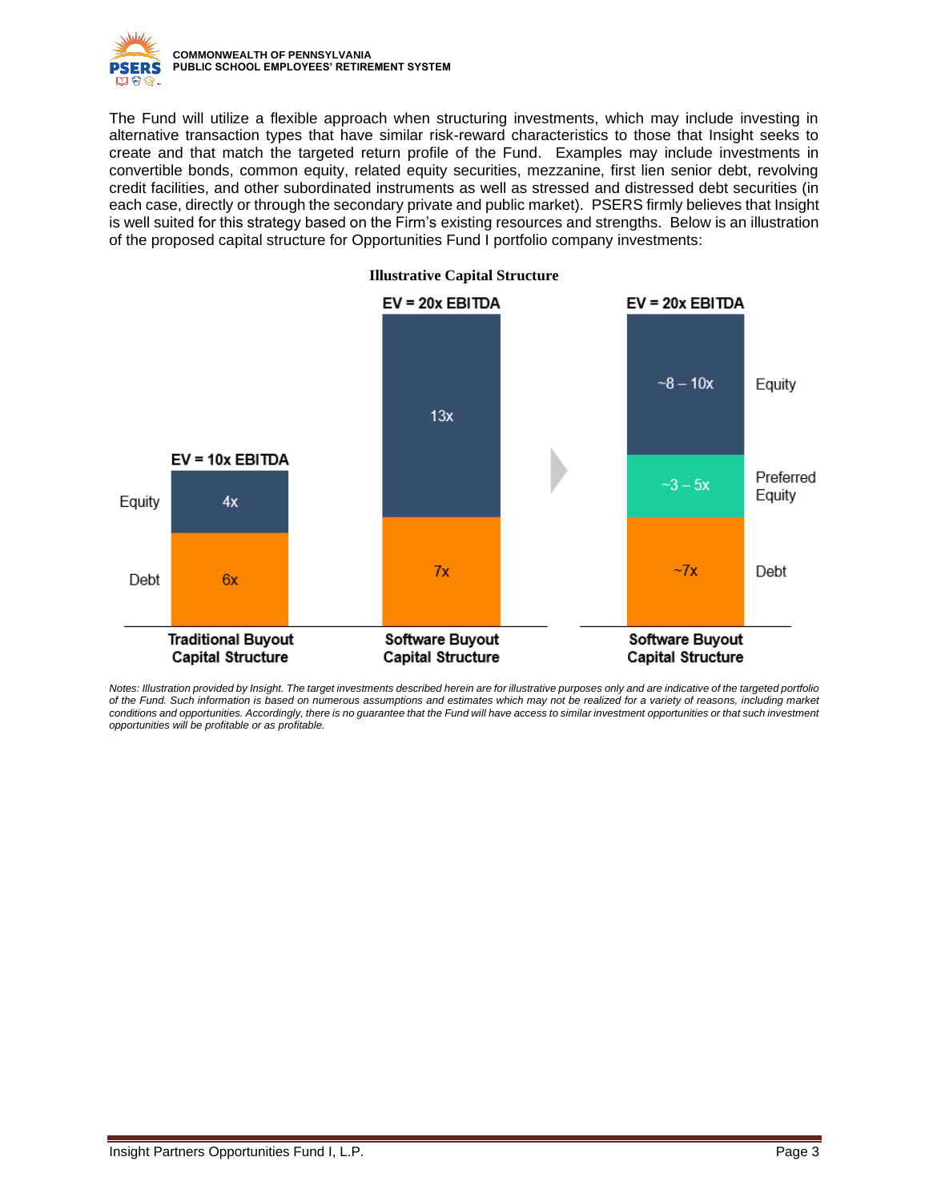The Fund will utilize a flexible approach when structuring investments, which may include investing in alternative transaction types that have similar risk-reward characteristics to those that Insight seeks to create and that match the targeted return profile of the Fund. Examples may include investments in convertible bonds, common equity, related equity securities, mezzanine, first lien senior debt, revolving credit facilities, and other subordinated instruments as well as stressed and distressed debt securities (in each case, directly or through the secondary private and public market). PSERS firmly believes that Insight is well suited for this strategy based on the Firm's existing resources and strengths. Below is an illustration of the proposed capital structure for Opportunities Fund I portfolio company investments:

**Illustrative Capital Structure**

| | Traditional Buyout Capital Structure | Software Buyout Capital Structure | Software Buyout Capital Structure |
|---|---|---|---|
| EV | EV = 10x EBITDA | EV = 20x EBITDA | EV = 20x EBITDA |
| Equity | 4x | 13x | ~8 – 10x |
| Preferred Equity | | | ~3 – 5x |
| Debt | 6x | 7x | ~7x |

*Notes: Illustration provided by Insight. The target investments described herein are for illustrative purposes only and are indicative of the targeted portfolio of the Fund. Such information is based on numerous assumptions and estimates which may not be realized for a variety of reasons, including market conditions and opportunities. Accordingly, there is no guarantee that the Fund will have access to similar investment opportunities or that such investment opportunities will be profitable or as profitable.*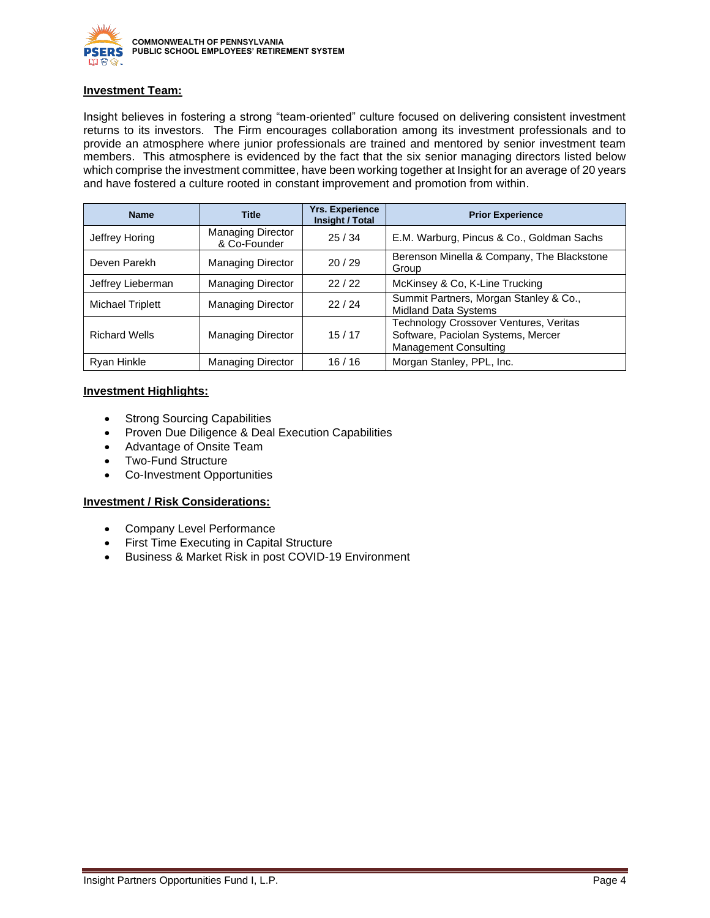**Investment Team:**

Insight believes in fostering a strong "team-oriented" culture focused on delivering consistent investment returns to its investors. The Firm encourages collaboration among its investment professionals and to provide an atmosphere where junior professionals are trained and mentored by senior investment team members. This atmosphere is evidenced by the fact that the six senior managing directors listed below which comprise the investment committee, have been working together at Insight for an average of 20 years and have fostered a culture rooted in constant improvement and promotion from within.

| Name | Title | Yrs. Experience Insight / Total | Prior Experience |
|---|---|---|---|
| Jeffrey Horing | Managing Director & Co-Founder | 25 / 34 | E.M. Warburg, Pincus & Co., Goldman Sachs |
| Deven Parekh | Managing Director | 20 / 29 | Berenson Minella & Company, The Blackstone Group |
| Jeffrey Lieberman | Managing Director | 22 / 22 | McKinsey & Co, K-Line Trucking |
| Michael Triplett | Managing Director | 22 / 24 | Summit Partners, Morgan Stanley & Co., Midland Data Systems |
| Richard Wells | Managing Director | 15 / 17 | Technology Crossover Ventures, Veritas Software, Paciolan Systems, Mercer Management Consulting |
| Ryan Hinkle | Managing Director | 16 / 16 | Morgan Stanley, PPL, Inc. |

**Investment Highlights:**

- Strong Sourcing Capabilities
- Proven Due Diligence & Deal Execution Capabilities
- Advantage of Onsite Team
- Two-Fund Structure
- Co-Investment Opportunities

**Investment / Risk Considerations:**

- Company Level Performance
- First Time Executing in Capital Structure
- Business & Market Risk in post COVID-19 Environment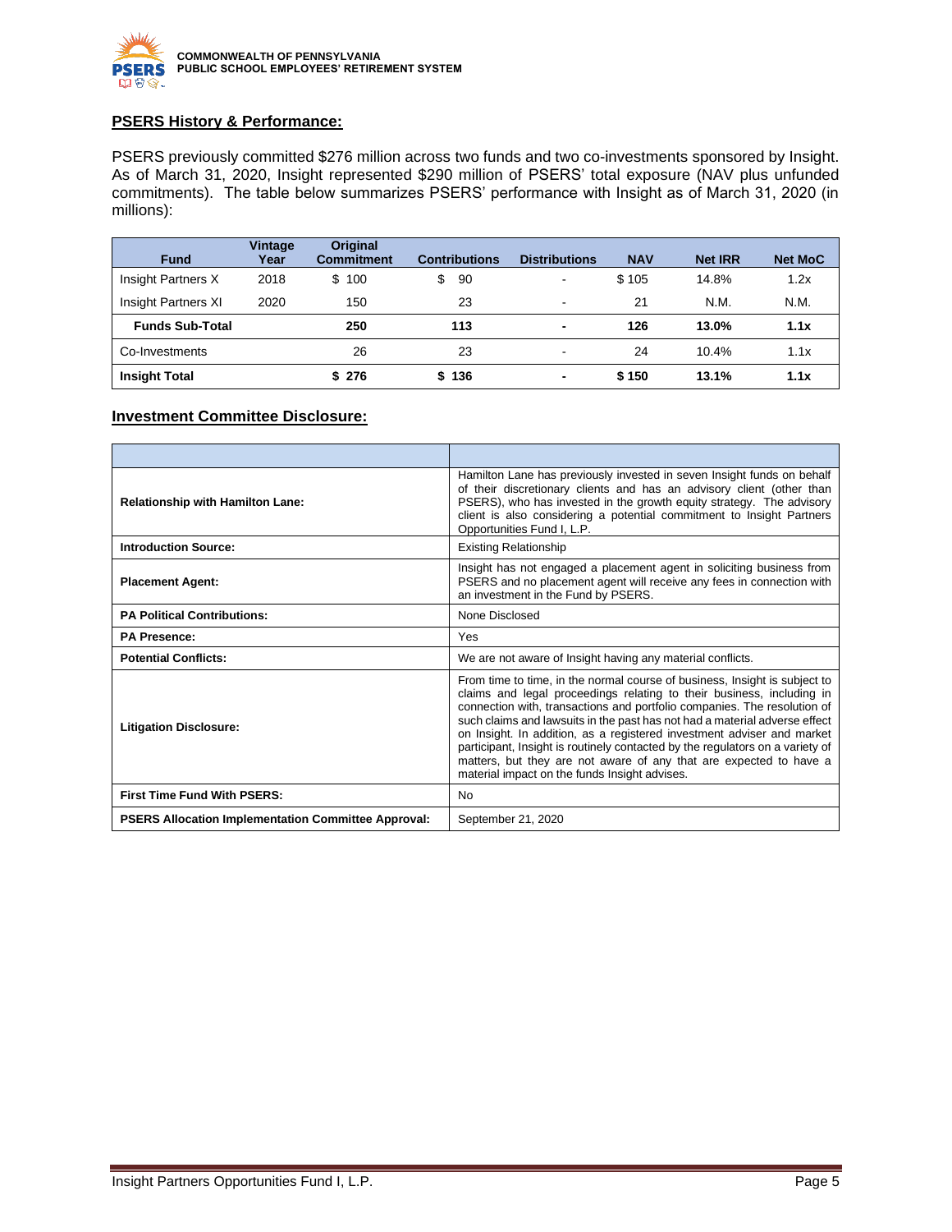## PSERS History & Performance:

PSERS previously committed $276 million across two funds and two co-investments sponsored by Insight. As of March 31, 2020, Insight represented $290 million of PSERS' total exposure (NAV plus unfunded commitments). The table below summarizes PSERS' performance with Insight as of March 31, 2020 (in millions):

| Fund | Vintage Year | Original Commitment | Contributions | Distributions | NAV | Net IRR | Net MoC |
|---|---|---|---|---|---|---|---|
| Insight Partners X | 2018 | $ 100 | $ 90 | - | $ 105 | 14.8% | 1.2x |
| Insight Partners XI | 2020 | 150 | 23 | - | 21 | N.M. | N.M. |
| **Funds Sub-Total** | | **250** | **113** | **-** | **126** | **13.0%** | **1.1x** |
| Co-Investments | | 26 | 23 | - | 24 | 10.4% | 1.1x |
| **Insight Total** | | **$ 276** | **$ 136** | **-** | **$ 150** | **13.1%** | **1.1x** |

## Investment Committee Disclosure:

| | |
|---|---|
| **Relationship with Hamilton Lane:** | Hamilton Lane has previously invested in seven Insight funds on behalf of their discretionary clients and has an advisory client (other than PSERS), who has invested in the growth equity strategy. The advisory client is also considering a potential commitment to Insight Partners Opportunities Fund I, L.P. |
| **Introduction Source:** | Existing Relationship |
| **Placement Agent:** | Insight has not engaged a placement agent in soliciting business from PSERS and no placement agent will receive any fees in connection with an investment in the Fund by PSERS. |
| **PA Political Contributions:** | None Disclosed |
| **PA Presence:** | Yes |
| **Potential Conflicts:** | We are not aware of Insight having any material conflicts. |
| **Litigation Disclosure:** | From time to time, in the normal course of business, Insight is subject to claims and legal proceedings relating to their business, including in connection with, transactions and portfolio companies. The resolution of such claims and lawsuits in the past has not had a material adverse effect on Insight. In addition, as a registered investment adviser and market participant, Insight is routinely contacted by the regulators on a variety of matters, but they are not aware of any that are expected to have a material impact on the funds Insight advises. |
| **First Time Fund With PSERS:** | No |
| **PSERS Allocation Implementation Committee Approval:** | September 21, 2020 |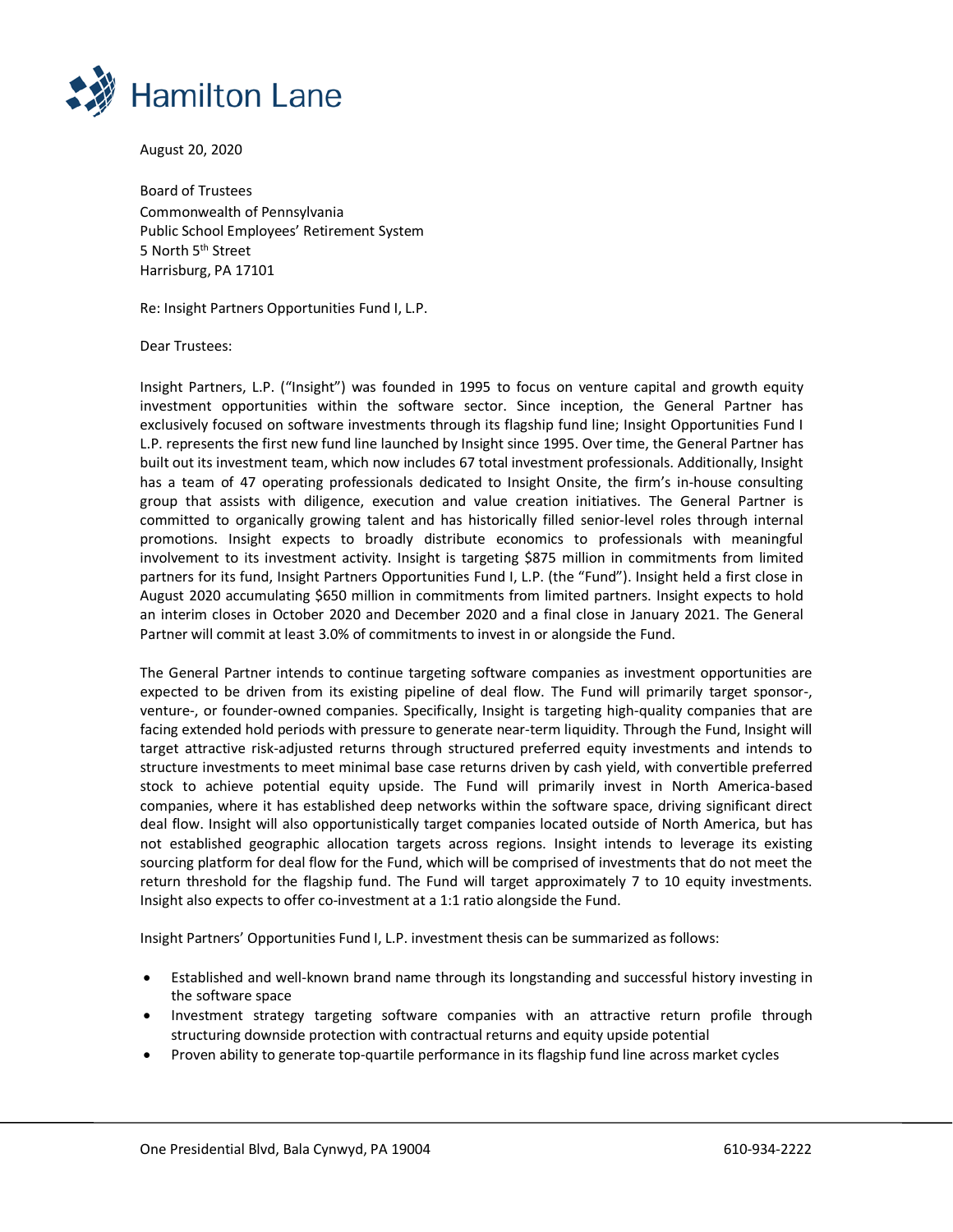**Hamilton Lane**

August 20, 2020

Board of Trustees
Commonwealth of Pennsylvania
Public School Employees' Retirement System
5 North 5th Street
Harrisburg, PA 17101

Re: Insight Partners Opportunities Fund I, L.P.

Dear Trustees:

Insight Partners, L.P. ("Insight") was founded in 1995 to focus on venture capital and growth equity investment opportunities within the software sector. Since inception, the General Partner has exclusively focused on software investments through its flagship fund line; Insight Opportunities Fund I L.P. represents the first new fund line launched by Insight since 1995. Over time, the General Partner has built out its investment team, which now includes 67 total investment professionals. Additionally, Insight has a team of 47 operating professionals dedicated to Insight Onsite, the firm's in-house consulting group that assists with diligence, execution and value creation initiatives. The General Partner is committed to organically growing talent and has historically filled senior-level roles through internal promotions. Insight expects to broadly distribute economics to professionals with meaningful involvement to its investment activity. Insight is targeting $875 million in commitments from limited partners for its fund, Insight Partners Opportunities Fund I, L.P. (the "Fund"). Insight held a first close in August 2020 accumulating $650 million in commitments from limited partners. Insight expects to hold an interim closes in October 2020 and December 2020 and a final close in January 2021. The General Partner will commit at least 3.0% of commitments to invest in or alongside the Fund.

The General Partner intends to continue targeting software companies as investment opportunities are expected to be driven from its existing pipeline of deal flow. The Fund will primarily target sponsor-, venture-, or founder-owned companies. Specifically, Insight is targeting high-quality companies that are facing extended hold periods with pressure to generate near-term liquidity. Through the Fund, Insight will target attractive risk-adjusted returns through structured preferred equity investments and intends to structure investments to meet minimal base case returns driven by cash yield, with convertible preferred stock to achieve potential equity upside. The Fund will primarily invest in North America-based companies, where it has established deep networks within the software space, driving significant direct deal flow. Insight will also opportunistically target companies located outside of North America, but has not established geographic allocation targets across regions. Insight intends to leverage its existing sourcing platform for deal flow for the Fund, which will be comprised of investments that do not meet the return threshold for the flagship fund. The Fund will target approximately 7 to 10 equity investments. Insight also expects to offer co-investment at a 1:1 ratio alongside the Fund.

Insight Partners' Opportunities Fund I, L.P. investment thesis can be summarized as follows:

- Established and well-known brand name through its longstanding and successful history investing in the software space
- Investment strategy targeting software companies with an attractive return profile through structuring downside protection with contractual returns and equity upside potential
- Proven ability to generate top-quartile performance in its flagship fund line across market cycles

One Presidential Blvd, Bala Cynwyd, PA 19004 610-934-2222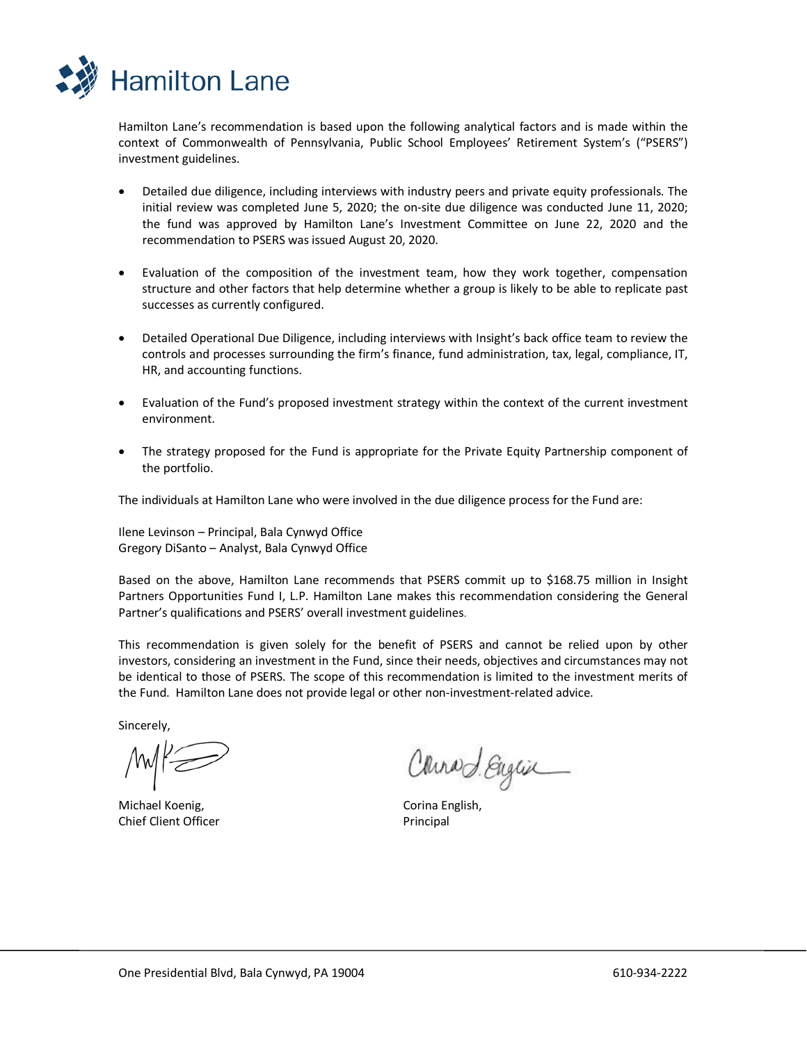Hamilton Lane's recommendation is based upon the following analytical factors and is made within the context of Commonwealth of Pennsylvania, Public School Employees' Retirement System's ("PSERS") investment guidelines.

- Detailed due diligence, including interviews with industry peers and private equity professionals. The initial review was completed June 5, 2020; the on-site due diligence was conducted June 11, 2020; the fund was approved by Hamilton Lane's Investment Committee on June 22, 2020 and the recommendation to PSERS was issued August 20, 2020.

- Evaluation of the composition of the investment team, how they work together, compensation structure and other factors that help determine whether a group is likely to be able to replicate past successes as currently configured.

- Detailed Operational Due Diligence, including interviews with Insight's back office team to review the controls and processes surrounding the firm's finance, fund administration, tax, legal, compliance, IT, HR, and accounting functions.

- Evaluation of the Fund's proposed investment strategy within the context of the current investment environment.

- The strategy proposed for the Fund is appropriate for the Private Equity Partnership component of the portfolio.

The individuals at Hamilton Lane who were involved in the due diligence process for the Fund are:

Ilene Levinson – Principal, Bala Cynwyd Office
Gregory DiSanto – Analyst, Bala Cynwyd Office

Based on the above, Hamilton Lane recommends that PSERS commit up to $168.75 million in Insight Partners Opportunities Fund I, L.P. Hamilton Lane makes this recommendation considering the General Partner's qualifications and PSERS' overall investment guidelines.

This recommendation is given solely for the benefit of PSERS and cannot be relied upon by other investors, considering an investment in the Fund, since their needs, objectives and circumstances may not be identical to those of PSERS. The scope of this recommendation is limited to the investment merits of the Fund. Hamilton Lane does not provide legal or other non-investment-related advice.

Sincerely,

Michael Koenig,
Chief Client Officer

Corina English,
Principal